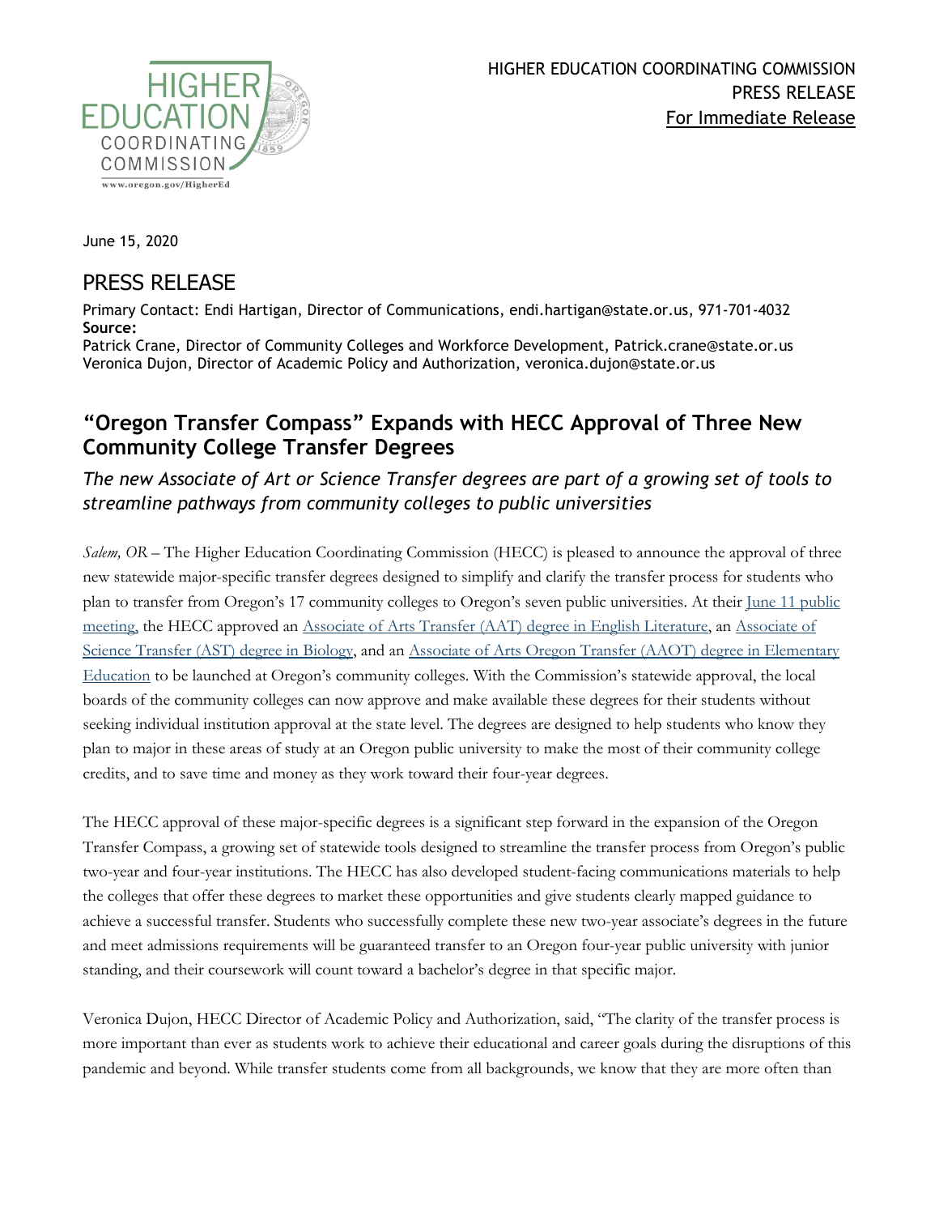HIGHER EDUCATION COORDINATING COMMISSION
PRESS RELEASE
For Immediate Release

June 15, 2020

# PRESS RELEASE

Primary Contact: Endi Hartigan, Director of Communications, endi.hartigan@state.or.us, 971-701-4032
**Source:**
Patrick Crane, Director of Community Colleges and Workforce Development, Patrick.crane@state.or.us
Veronica Dujon, Director of Academic Policy and Authorization, veronica.dujon@state.or.us

## "Oregon Transfer Compass" Expands with HECC Approval of Three New Community College Transfer Degrees

*The new Associate of Art or Science Transfer degrees are part of a growing set of tools to streamline pathways from community colleges to public universities*

*Salem, OR* – The Higher Education Coordinating Commission (HECC) is pleased to announce the approval of three new statewide major-specific transfer degrees designed to simplify and clarify the transfer process for students who plan to transfer from Oregon's 17 community colleges to Oregon's seven public universities. At their June 11 public meeting, the HECC approved an Associate of Arts Transfer (AAT) degree in English Literature, an Associate of Science Transfer (AST) degree in Biology, and an Associate of Arts Oregon Transfer (AAOT) degree in Elementary Education to be launched at Oregon's community colleges. With the Commission's statewide approval, the local boards of the community colleges can now approve and make available these degrees for their students without seeking individual institution approval at the state level. The degrees are designed to help students who know they plan to major in these areas of study at an Oregon public university to make the most of their community college credits, and to save time and money as they work toward their four-year degrees.

The HECC approval of these major-specific degrees is a significant step forward in the expansion of the Oregon Transfer Compass, a growing set of statewide tools designed to streamline the transfer process from Oregon's public two-year and four-year institutions. The HECC has also developed student-facing communications materials to help the colleges that offer these degrees to market these opportunities and give students clearly mapped guidance to achieve a successful transfer. Students who successfully complete these new two-year associate's degrees in the future and meet admissions requirements will be guaranteed transfer to an Oregon four-year public university with junior standing, and their coursework will count toward a bachelor's degree in that specific major.

Veronica Dujon, HECC Director of Academic Policy and Authorization, said, "The clarity of the transfer process is more important than ever as students work to achieve their educational and career goals during the disruptions of this pandemic and beyond. While transfer students come from all backgrounds, we know that they are more often than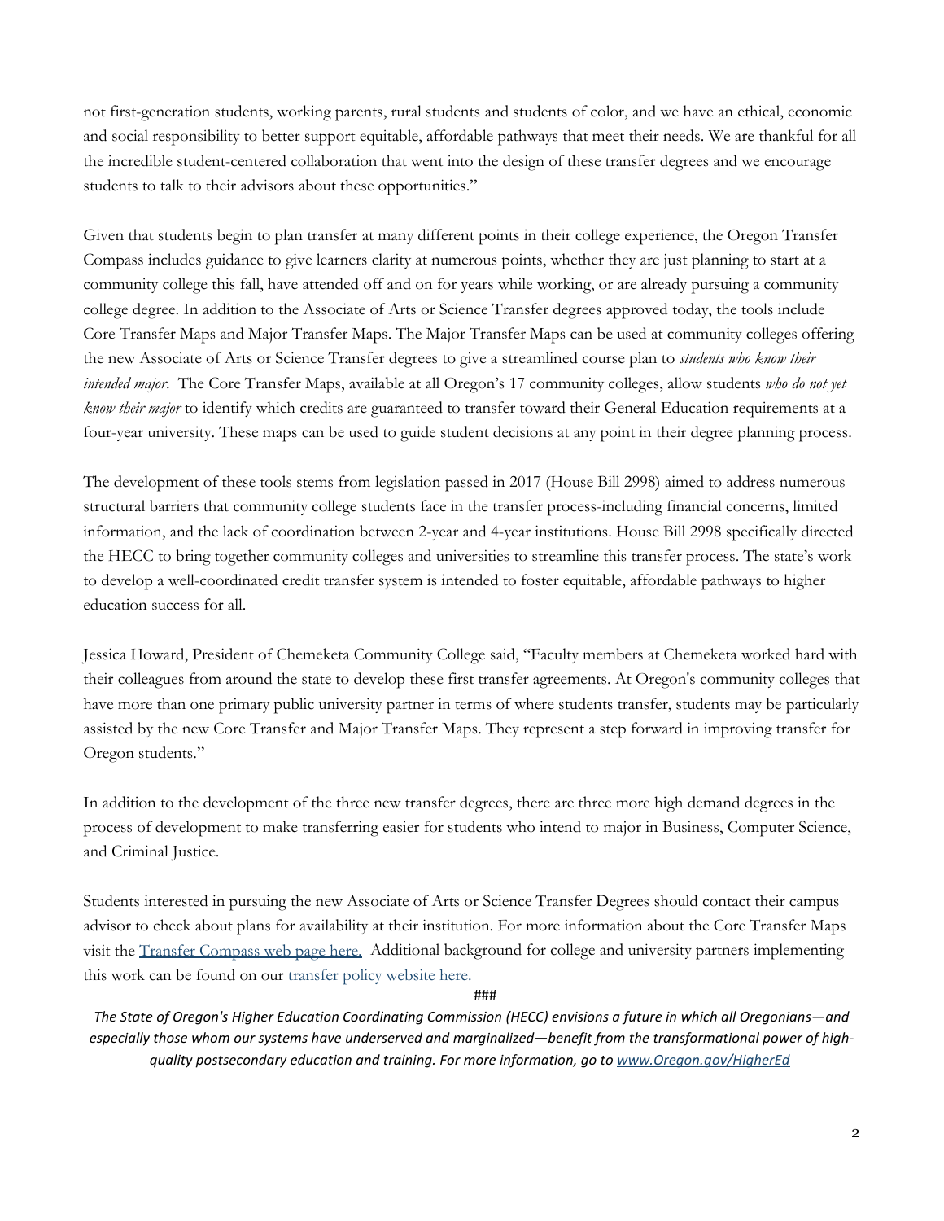not first-generation students, working parents, rural students and students of color, and we have an ethical, economic and social responsibility to better support equitable, affordable pathways that meet their needs. We are thankful for all the incredible student-centered collaboration that went into the design of these transfer degrees and we encourage students to talk to their advisors about these opportunities."

Given that students begin to plan transfer at many different points in their college experience, the Oregon Transfer Compass includes guidance to give learners clarity at numerous points, whether they are just planning to start at a community college this fall, have attended off and on for years while working, or are already pursuing a community college degree. In addition to the Associate of Arts or Science Transfer degrees approved today, the tools include Core Transfer Maps and Major Transfer Maps. The Major Transfer Maps can be used at community colleges offering the new Associate of Arts or Science Transfer degrees to give a streamlined course plan to *students who know their intended major*. The Core Transfer Maps, available at all Oregon's 17 community colleges, allow students *who do not yet know their major* to identify which credits are guaranteed to transfer toward their General Education requirements at a four-year university. These maps can be used to guide student decisions at any point in their degree planning process.

The development of these tools stems from legislation passed in 2017 (House Bill 2998) aimed to address numerous structural barriers that community college students face in the transfer process-including financial concerns, limited information, and the lack of coordination between 2-year and 4-year institutions. House Bill 2998 specifically directed the HECC to bring together community colleges and universities to streamline this transfer process. The state's work to develop a well-coordinated credit transfer system is intended to foster equitable, affordable pathways to higher education success for all.

Jessica Howard, President of Chemeketa Community College said, "Faculty members at Chemeketa worked hard with their colleagues from around the state to develop these first transfer agreements. At Oregon's community colleges that have more than one primary public university partner in terms of where students transfer, students may be particularly assisted by the new Core Transfer and Major Transfer Maps. They represent a step forward in improving transfer for Oregon students."

In addition to the development of the three new transfer degrees, there are three more high demand degrees in the process of development to make transferring easier for students who intend to major in Business, Computer Science, and Criminal Justice.

Students interested in pursuing the new Associate of Arts or Science Transfer Degrees should contact their campus advisor to check about plans for availability at their institution. For more information about the Core Transfer Maps visit the [Transfer Compass web page here.](#) Additional background for college and university partners implementing this work can be found on our [transfer policy website here.](#)

###

*The State of Oregon's Higher Education Coordinating Commission (HECC) envisions a future in which all Oregonians—and especially those whom our systems have underserved and marginalized—benefit from the transformational power of high-quality postsecondary education and training. For more information, go to [www.Oregon.gov/HigherEd](www.Oregon.gov/HigherEd)*